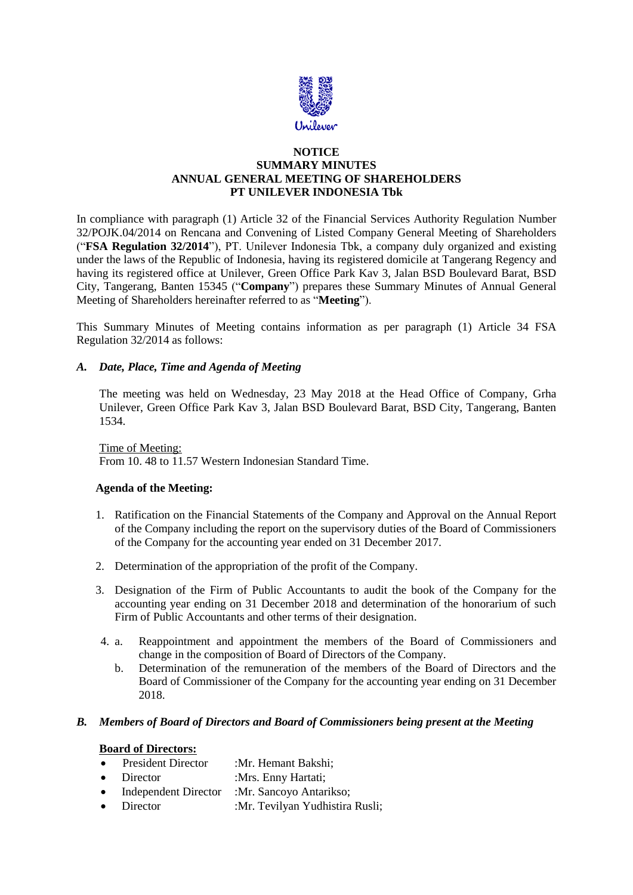# NOTICE
# SUMMARY MINUTES
# ANNUAL GENERAL MEETING OF SHAREHOLDERS
# PT UNILEVER INDONESIA Tbk

In compliance with paragraph (1) Article 32 of the Financial Services Authority Regulation Number 32/POJK.04/2014 on Rencana and Convening of Listed Company General Meeting of Shareholders ("**FSA Regulation 32/2014**"), PT. Unilever Indonesia Tbk, a company duly organized and existing under the laws of the Republic of Indonesia, having its registered domicile at Tangerang Regency and having its registered office at Unilever, Green Office Park Kav 3, Jalan BSD Boulevard Barat, BSD City, Tangerang, Banten 15345 ("**Company**") prepares these Summary Minutes of Annual General Meeting of Shareholders hereinafter referred to as "**Meeting**").

This Summary Minutes of Meeting contains information as per paragraph (1) Article 34 FSA Regulation 32/2014 as follows:

## *A. Date, Place, Time and Agenda of Meeting*

The meeting was held on Wednesday, 23 May 2018 at the Head Office of Company, Grha Unilever, Green Office Park Kav 3, Jalan BSD Boulevard Barat, BSD City, Tangerang, Banten 1534.

Time of Meeting:
From 10. 48 to 11.57 Western Indonesian Standard Time.

**Agenda of the Meeting:**

1. Ratification on the Financial Statements of the Company and Approval on the Annual Report of the Company including the report on the supervisory duties of the Board of Commissioners of the Company for the accounting year ended on 31 December 2017.
2. Determination of the appropriation of the profit of the Company.
3. Designation of the Firm of Public Accountants to audit the book of the Company for the accounting year ending on 31 December 2018 and determination of the honorarium of such Firm of Public Accountants and other terms of their designation.
4. a. Reappointment and appointment the members of the Board of Commissioners and change in the composition of Board of Directors of the Company.
   b. Determination of the remuneration of the members of the Board of Directors and the Board of Commissioner of the Company for the accounting year ending on 31 December 2018.

## *B. Members of Board of Directors and Board of Commissioners being present at the Meeting*

**Board of Directors:**

- President Director :Mr. Hemant Bakshi;
- Director :Mrs. Enny Hartati;
- Independent Director :Mr. Sancoyo Antarikso;
- Director :Mr. Tevilyan Yudhistira Rusli;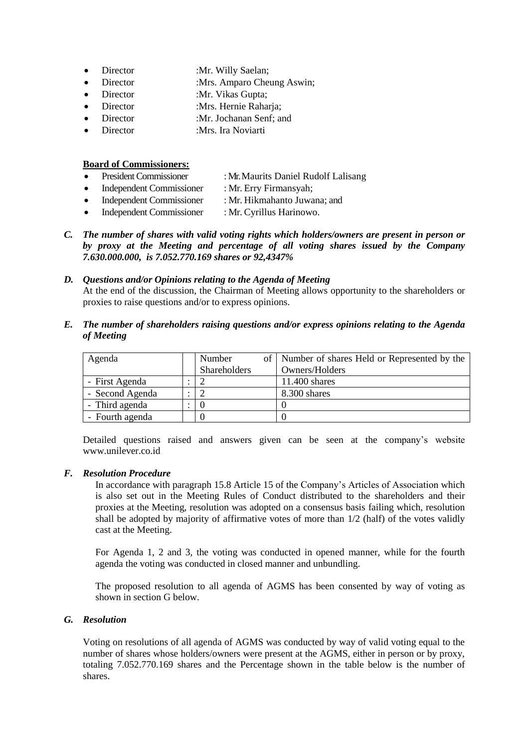- Director :Mr. Willy Saelan;
- Director :Mrs. Amparo Cheung Aswin;
- Director :Mr. Vikas Gupta;
- Director :Mrs. Hernie Raharja;
- Director :Mr. Jochanan Senf; and
- Director :Mrs. Ira Noviarti

**Board of Commissioners:**

- President Commissioner : Mr. Maurits Daniel Rudolf Lalisang
- Independent Commissioner : Mr. Erry Firmansyah;
- Independent Commissioner : Mr. Hikmahanto Juwana; and
- Independent Commissioner : Mr. Cyrillus Harinowo.

***C. The number of shares with valid voting rights which holders/owners are present in person or by proxy at the Meeting and percentage of all voting shares issued by the Company 7.630.000.000, is 7.052.770.169 shares or 92,4347%***

***D. Questions and/or Opinions relating to the Agenda of Meeting***

At the end of the discussion, the Chairman of Meeting allows opportunity to the shareholders or proxies to raise questions and/or to express opinions.

***E. The number of shareholders raising questions and/or express opinions relating to the Agenda of Meeting***

| Agenda | | Number of Shareholders | Number of shares Held or Represented by the Owners/Holders |
|---|---|---|---|
| - First Agenda | : | 2 | 11.400 shares |
| - Second Agenda | : | 2 | 8.300 shares |
| - Third agenda | : | 0 | 0 |
| - Fourth agenda | | 0 | 0 |

Detailed questions raised and answers given can be seen at the company's website www.unilever.co.id

***F. Resolution Procedure***

In accordance with paragraph 15.8 Article 15 of the Company's Articles of Association which is also set out in the Meeting Rules of Conduct distributed to the shareholders and their proxies at the Meeting, resolution was adopted on a consensus basis failing which, resolution shall be adopted by majority of affirmative votes of more than 1/2 (half) of the votes validly cast at the Meeting.

For Agenda 1, 2 and 3, the voting was conducted in opened manner, while for the fourth agenda the voting was conducted in closed manner and unbundling.

The proposed resolution to all agenda of AGMS has been consented by way of voting as shown in section G below.

***G. Resolution***

Voting on resolutions of all agenda of AGMS was conducted by way of valid voting equal to the number of shares whose holders/owners were present at the AGMS, either in person or by proxy, totaling 7.052.770.169 shares and the Percentage shown in the table below is the number of shares.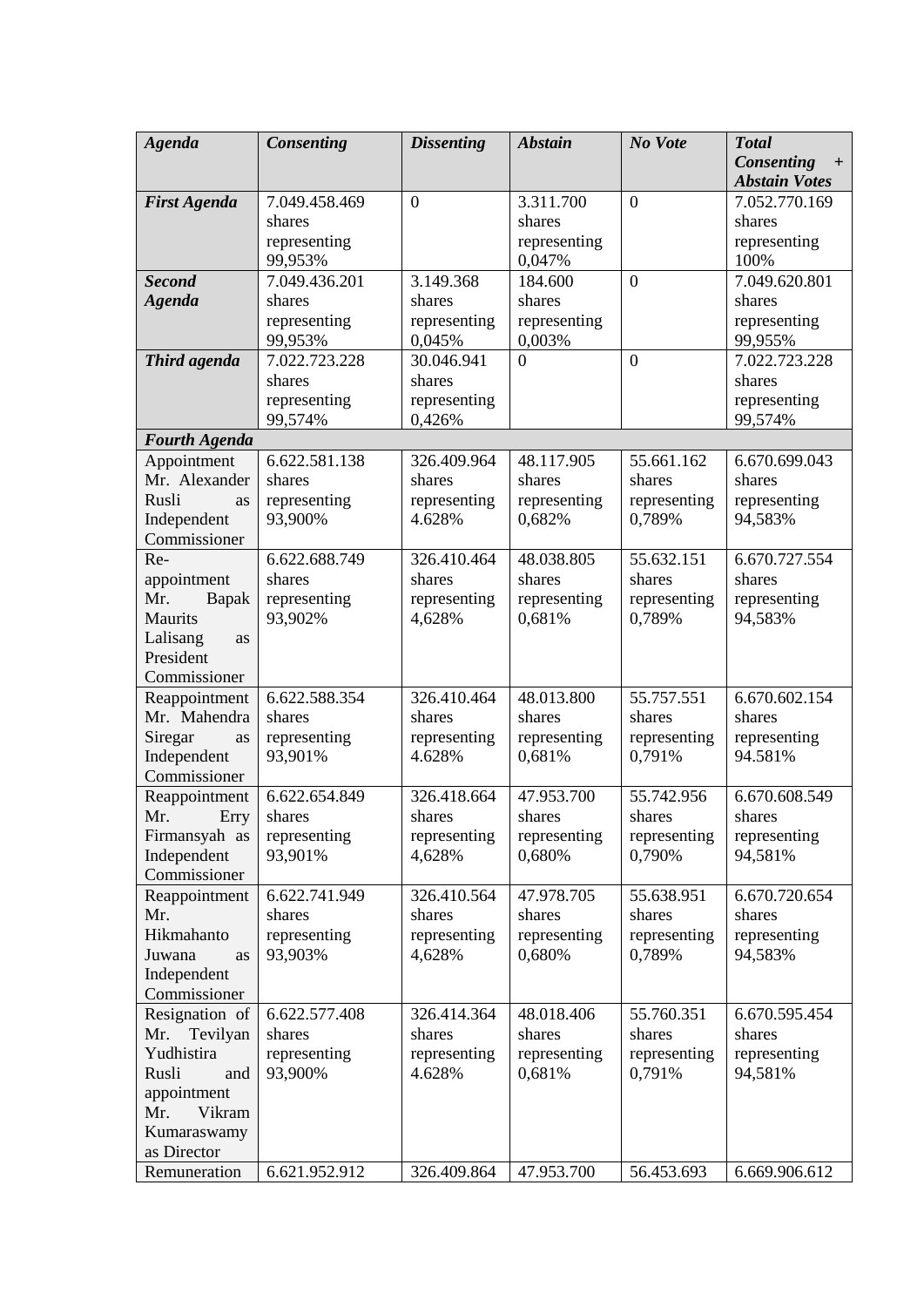| *Agenda* | *Consenting* | *Dissenting* | *Abstain* | *No Vote* | *Total Consenting + Abstain Votes* |
|---|---|---|---|---|---|
| ***First Agenda*** | 7.049.458.469 shares representing 99,953% | 0 | 3.311.700 shares representing 0,047% | 0 | 7.052.770.169 shares representing 100% |
| ***Second Agenda*** | 7.049.436.201 shares representing 99,953% | 3.149.368 shares representing 0,045% | 184.600 shares representing 0,003% | 0 | 7.049.620.801 shares representing 99,955% |
| ***Third agenda*** | 7.022.723.228 shares representing 99,574% | 30.046.941 shares representing 0,426% | 0 | 0 | 7.022.723.228 shares representing 99,574% |
| ***Fourth Agenda*** | | | | | |
| Appointment Mr. Alexander Rusli as Independent Commissioner | 6.622.581.138 shares representing 93,900% | 326.409.964 shares representing 4.628% | 48.117.905 shares representing 0,682% | 55.661.162 shares representing 0,789% | 6.670.699.043 shares representing 94,583% |
| Re-appointment Mr. Bapak Maurits Lalisang as President Commissioner | 6.622.688.749 shares representing 93,902% | 326.410.464 shares representing 4,628% | 48.038.805 shares representing 0,681% | 55.632.151 shares representing 0,789% | 6.670.727.554 shares representing 94,583% |
| Reappointment Mr. Mahendra Siregar as Independent Commissioner | 6.622.588.354 shares representing 93,901% | 326.410.464 shares representing 4.628% | 48.013.800 shares representing 0,681% | 55.757.551 shares representing 0,791% | 6.670.602.154 shares representing 94.581% |
| Reappointment Mr. Erry Firmansyah as Independent Commissioner | 6.622.654.849 shares representing 93,901% | 326.418.664 shares representing 4,628% | 47.953.700 shares representing 0,680% | 55.742.956 shares representing 0,790% | 6.670.608.549 shares representing 94,581% |
| Reappointment Mr. Hikmahanto Juwana as Independent Commissioner | 6.622.741.949 shares representing 93,903% | 326.410.564 shares representing 4,628% | 47.978.705 shares representing 0,680% | 55.638.951 shares representing 0,789% | 6.670.720.654 shares representing 94,583% |
| Resignation of Mr. Tevilyan Yudhistira Rusli and appointment Mr. Vikram Kumaraswamy as Director | 6.622.577.408 shares representing 93,900% | 326.414.364 shares representing 4.628% | 48.018.406 shares representing 0,681% | 55.760.351 shares representing 0,791% | 6.670.595.454 shares representing 94,581% |
| Remuneration | 6.621.952.912 | 326.409.864 | 47.953.700 | 56.453.693 | 6.669.906.612 |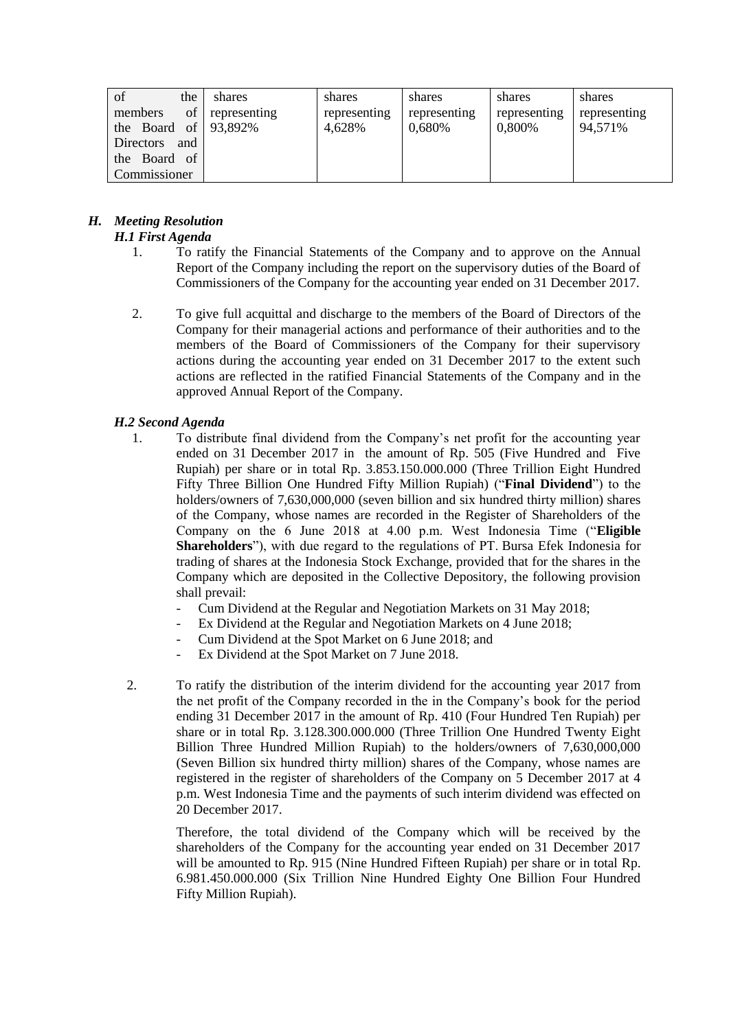| of the members of the Board of Directors and the Board of Commissioner | shares representing 93,892% | shares representing 4,628% | shares representing 0,680% | shares representing 0,800% | shares representing 94,571% |
|---|---|---|---|---|---|

## *H. Meeting Resolution*

### *H.1 First Agenda*

1. To ratify the Financial Statements of the Company and to approve on the Annual Report of the Company including the report on the supervisory duties of the Board of Commissioners of the Company for the accounting year ended on 31 December 2017.

2. To give full acquittal and discharge to the members of the Board of Directors of the Company for their managerial actions and performance of their authorities and to the members of the Board of Commissioners of the Company for their supervisory actions during the accounting year ended on 31 December 2017 to the extent such actions are reflected in the ratified Financial Statements of the Company and in the approved Annual Report of the Company.

### *H.2 Second Agenda*

1. To distribute final dividend from the Company's net profit for the accounting year ended on 31 December 2017 in the amount of Rp. 505 (Five Hundred and Five Rupiah) per share or in total Rp. 3.853.150.000.000 (Three Trillion Eight Hundred Fifty Three Billion One Hundred Fifty Million Rupiah) ("**Final Dividend**") to the holders/owners of 7,630,000,000 (seven billion and six hundred thirty million) shares of the Company, whose names are recorded in the Register of Shareholders of the Company on the 6 June 2018 at 4.00 p.m. West Indonesia Time ("**Eligible Shareholders**"), with due regard to the regulations of PT. Bursa Efek Indonesia for trading of shares at the Indonesia Stock Exchange, provided that for the shares in the Company which are deposited in the Collective Depository, the following provision shall prevail:
   - Cum Dividend at the Regular and Negotiation Markets on 31 May 2018;
   - Ex Dividend at the Regular and Negotiation Markets on 4 June 2018;
   - Cum Dividend at the Spot Market on 6 June 2018; and
   - Ex Dividend at the Spot Market on 7 June 2018.

2. To ratify the distribution of the interim dividend for the accounting year 2017 from the net profit of the Company recorded in the in the Company's book for the period ending 31 December 2017 in the amount of Rp. 410 (Four Hundred Ten Rupiah) per share or in total Rp. 3.128.300.000.000 (Three Trillion One Hundred Twenty Eight Billion Three Hundred Million Rupiah) to the holders/owners of 7,630,000,000 (Seven Billion six hundred thirty million) shares of the Company, whose names are registered in the register of shareholders of the Company on 5 December 2017 at 4 p.m. West Indonesia Time and the payments of such interim dividend was effected on 20 December 2017.

   Therefore, the total dividend of the Company which will be received by the shareholders of the Company for the accounting year ended on 31 December 2017 will be amounted to Rp. 915 (Nine Hundred Fifteen Rupiah) per share or in total Rp. 6.981.450.000.000 (Six Trillion Nine Hundred Eighty One Billion Four Hundred Fifty Million Rupiah).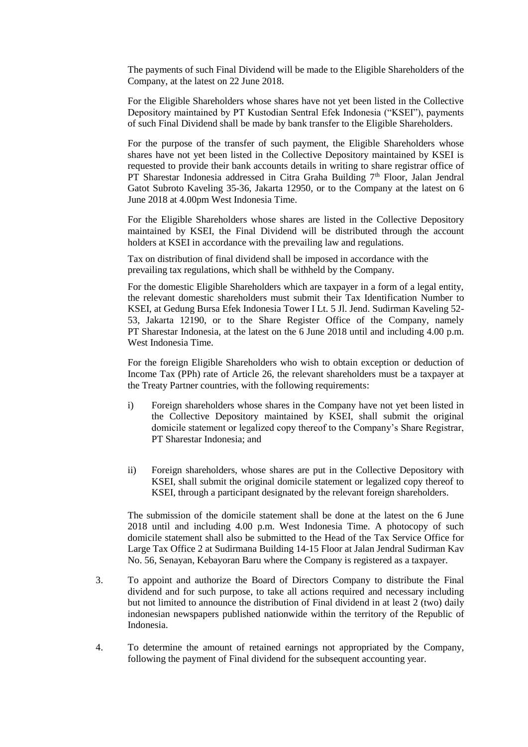The payments of such Final Dividend will be made to the Eligible Shareholders of the Company, at the latest on 22 June 2018.

For the Eligible Shareholders whose shares have not yet been listed in the Collective Depository maintained by PT Kustodian Sentral Efek Indonesia ("KSEI"), payments of such Final Dividend shall be made by bank transfer to the Eligible Shareholders.

For the purpose of the transfer of such payment, the Eligible Shareholders whose shares have not yet been listed in the Collective Depository maintained by KSEI is requested to provide their bank accounts details in writing to share registrar office of PT Sharestar Indonesia addressed in Citra Graha Building 7th Floor, Jalan Jendral Gatot Subroto Kaveling 35-36, Jakarta 12950, or to the Company at the latest on 6 June 2018 at 4.00pm West Indonesia Time.

For the Eligible Shareholders whose shares are listed in the Collective Depository maintained by KSEI, the Final Dividend will be distributed through the account holders at KSEI in accordance with the prevailing law and regulations.

Tax on distribution of final dividend shall be imposed in accordance with the prevailing tax regulations, which shall be withheld by the Company.

For the domestic Eligible Shareholders which are taxpayer in a form of a legal entity, the relevant domestic shareholders must submit their Tax Identification Number to KSEI, at Gedung Bursa Efek Indonesia Tower I Lt. 5 Jl. Jend. Sudirman Kaveling 52-53, Jakarta 12190, or to the Share Register Office of the Company, namely PT Sharestar Indonesia, at the latest on the 6 June 2018 until and including 4.00 p.m. West Indonesia Time.

For the foreign Eligible Shareholders who wish to obtain exception or deduction of Income Tax (PPh) rate of Article 26, the relevant shareholders must be a taxpayer at the Treaty Partner countries, with the following requirements:

i) Foreign shareholders whose shares in the Company have not yet been listed in the Collective Depository maintained by KSEI, shall submit the original domicile statement or legalized copy thereof to the Company's Share Registrar, PT Sharestar Indonesia; and

ii) Foreign shareholders, whose shares are put in the Collective Depository with KSEI, shall submit the original domicile statement or legalized copy thereof to KSEI, through a participant designated by the relevant foreign shareholders.

The submission of the domicile statement shall be done at the latest on the 6 June 2018 until and including 4.00 p.m. West Indonesia Time. A photocopy of such domicile statement shall also be submitted to the Head of the Tax Service Office for Large Tax Office 2 at Sudirmana Building 14-15 Floor at Jalan Jendral Sudirman Kav No. 56, Senayan, Kebayoran Baru where the Company is registered as a taxpayer.

3. To appoint and authorize the Board of Directors Company to distribute the Final dividend and for such purpose, to take all actions required and necessary including but not limited to announce the distribution of Final dividend in at least 2 (two) daily indonesian newspapers published nationwide within the territory of the Republic of Indonesia.

4. To determine the amount of retained earnings not appropriated by the Company, following the payment of Final dividend for the subsequent accounting year.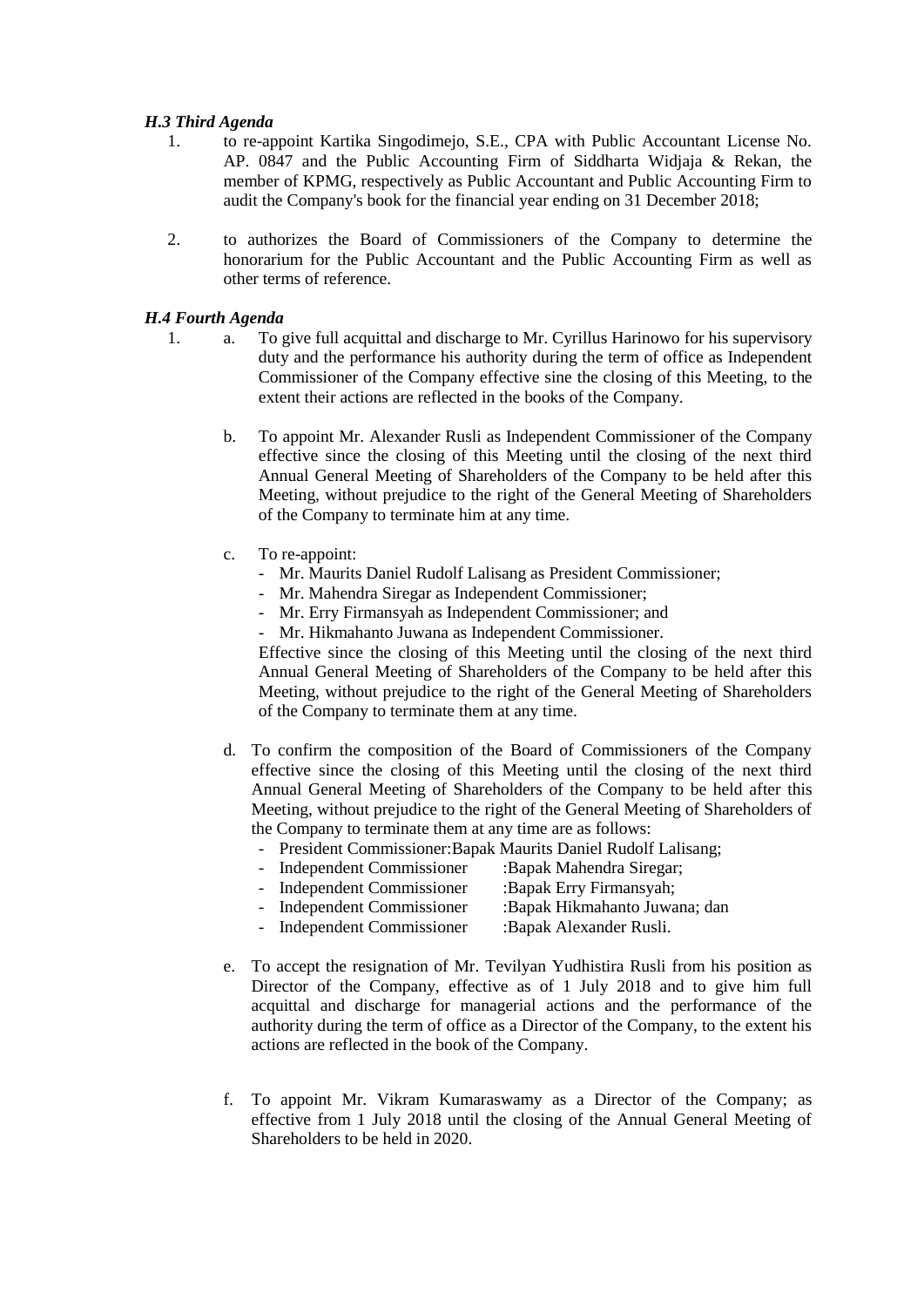### *H.3 Third Agenda*

1. to re-appoint Kartika Singodimejo, S.E., CPA with Public Accountant License No. AP. 0847 and the Public Accounting Firm of Siddharta Widjaja & Rekan, the member of KPMG, respectively as Public Accountant and Public Accounting Firm to audit the Company's book for the financial year ending on 31 December 2018;

2. to authorizes the Board of Commissioners of the Company to determine the honorarium for the Public Accountant and the Public Accounting Firm as well as other terms of reference.

### *H.4 Fourth Agenda*

1. a. To give full acquittal and discharge to Mr. Cyrillus Harinowo for his supervisory duty and the performance his authority during the term of office as Independent Commissioner of the Company effective sine the closing of this Meeting, to the extent their actions are reflected in the books of the Company.

   b. To appoint Mr. Alexander Rusli as Independent Commissioner of the Company effective since the closing of this Meeting until the closing of the next third Annual General Meeting of Shareholders of the Company to be held after this Meeting, without prejudice to the right of the General Meeting of Shareholders of the Company to terminate him at any time.

   c. To re-appoint:
      - Mr. Maurits Daniel Rudolf Lalisang as President Commissioner;
      - Mr. Mahendra Siregar as Independent Commissioner;
      - Mr. Erry Firmansyah as Independent Commissioner; and
      - Mr. Hikmahanto Juwana as Independent Commissioner.

      Effective since the closing of this Meeting until the closing of the next third Annual General Meeting of Shareholders of the Company to be held after this Meeting, without prejudice to the right of the General Meeting of Shareholders of the Company to terminate them at any time.

   d. To confirm the composition of the Board of Commissioners of the Company effective since the closing of this Meeting until the closing of the next third Annual General Meeting of Shareholders of the Company to be held after this Meeting, without prejudice to the right of the General Meeting of Shareholders of the Company to terminate them at any time are as follows:
      - President Commissioner:Bapak Maurits Daniel Rudolf Lalisang;
      - Independent Commissioner :Bapak Mahendra Siregar;
      - Independent Commissioner :Bapak Erry Firmansyah;
      - Independent Commissioner :Bapak Hikmahanto Juwana; dan
      - Independent Commissioner :Bapak Alexander Rusli.

   e. To accept the resignation of Mr. Tevilyan Yudhistira Rusli from his position as Director of the Company, effective as of 1 July 2018 and to give him full acquittal and discharge for managerial actions and the performance of the authority during the term of office as a Director of the Company, to the extent his actions are reflected in the book of the Company.

   f. To appoint Mr. Vikram Kumaraswamy as a Director of the Company; as effective from 1 July 2018 until the closing of the Annual General Meeting of Shareholders to be held in 2020.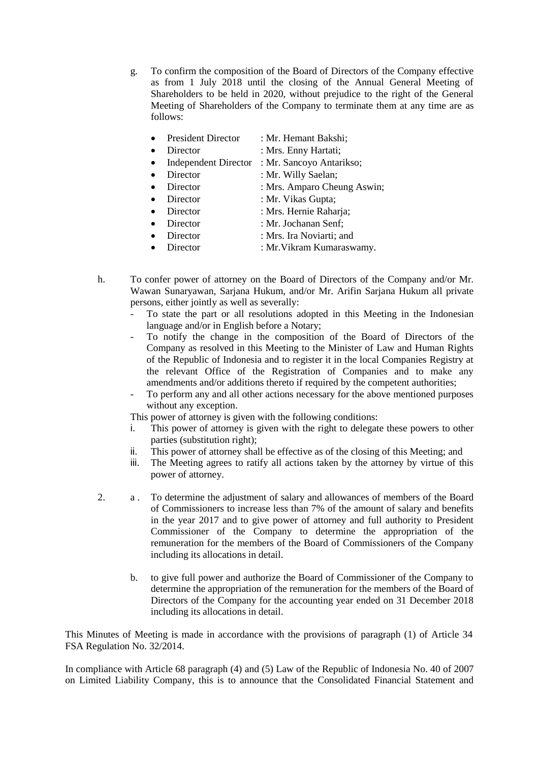g. To confirm the composition of the Board of Directors of the Company effective as from 1 July 2018 until the closing of the Annual General Meeting of Shareholders to be held in 2020, without prejudice to the right of the General Meeting of Shareholders of the Company to terminate them at any time are as follows:

- President Director : Mr. Hemant Bakshi;
- Director : Mrs. Enny Hartati;
- Independent Director : Mr. Sancoyo Antarikso;
- Director : Mr. Willy Saelan;
- Director : Mrs. Amparo Cheung Aswin;
- Director : Mr. Vikas Gupta;
- Director : Mrs. Hernie Raharja;
- Director : Mr. Jochanan Senf;
- Director : Mrs. Ira Noviarti; and
- Director : Mr.Vikram Kumaraswamy.

h. To confer power of attorney on the Board of Directors of the Company and/or Mr. Wawan Sunaryawan, Sarjana Hukum, and/or Mr. Arifin Sarjana Hukum all private persons, either jointly as well as severally:
- To state the part or all resolutions adopted in this Meeting in the Indonesian language and/or in English before a Notary;
- To notify the change in the composition of the Board of Directors of the Company as resolved in this Meeting to the Minister of Law and Human Rights of the Republic of Indonesia and to register it in the local Companies Registry at the relevant Office of the Registration of Companies and to make any amendments and/or additions thereto if required by the competent authorities;
- To perform any and all other actions necessary for the above mentioned purposes without any exception.

This power of attorney is given with the following conditions:
i. This power of attorney is given with the right to delegate these powers to other parties (substitution right);
ii. This power of attorney shall be effective as of the closing of this Meeting; and
iii. The Meeting agrees to ratify all actions taken by the attorney by virtue of this power of attorney.

2. a . To determine the adjustment of salary and allowances of members of the Board of Commissioners to increase less than 7% of the amount of salary and benefits in the year 2017 and to give power of attorney and full authority to President Commissioner of the Company to determine the appropriation of the remuneration for the members of the Board of Commissioners of the Company including its allocations in detail.

   b. to give full power and authorize the Board of Commissioner of the Company to determine the appropriation of the remuneration for the members of the Board of Directors of the Company for the accounting year ended on 31 December 2018 including its allocations in detail.

This Minutes of Meeting is made in accordance with the provisions of paragraph (1) of Article 34 FSA Regulation No. 32/2014.

In compliance with Article 68 paragraph (4) and (5) Law of the Republic of Indonesia No. 40 of 2007 on Limited Liability Company, this is to announce that the Consolidated Financial Statement and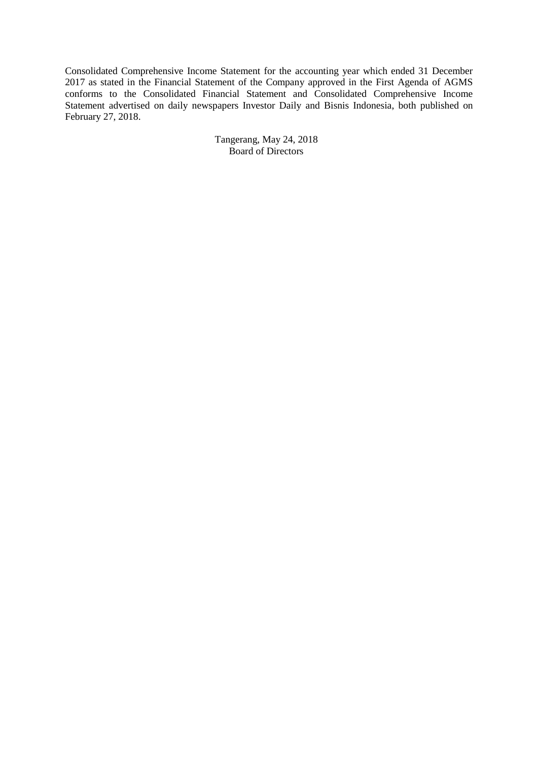Consolidated Comprehensive Income Statement for the accounting year which ended 31 December 2017 as stated in the Financial Statement of the Company approved in the First Agenda of AGMS conforms to the Consolidated Financial Statement and Consolidated Comprehensive Income Statement advertised on daily newspapers Investor Daily and Bisnis Indonesia, both published on February 27, 2018.

Tangerang, May 24, 2018
Board of Directors